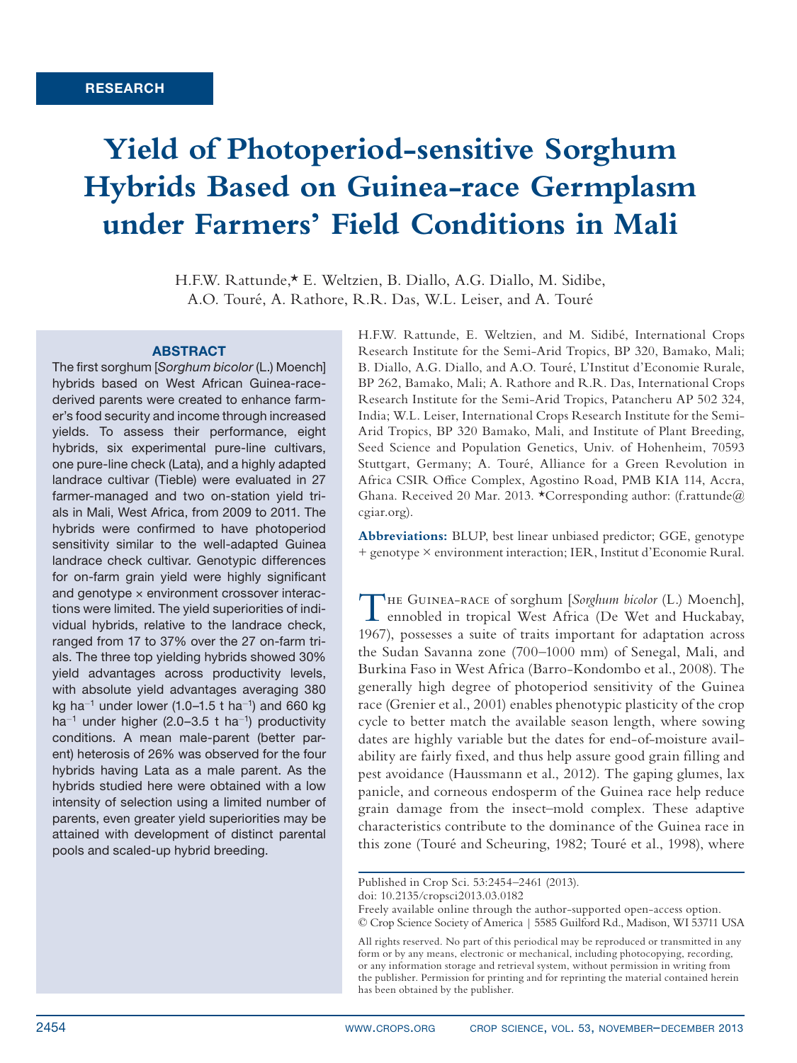RESEARCH

# Yield of Photoperiod-sensitive Sorghum Hybrids Based on Guinea-race Germplasm under Farmers' Field Conditions in Mali

H.F.W. Rattunde,* E. Weltzien, B. Diallo, A.G. Diallo, M. Sidibe, A.O. Touré, A. Rathore, R.R. Das, W.L. Leiser, and A. Touré

## ABSTRACT

The first sorghum [*Sorghum bicolor* (L.) Moench] hybrids based on West African Guinea-race-derived parents were created to enhance farmer's food security and income through increased yields. To assess their performance, eight hybrids, six experimental pure-line cultivars, one pure-line check (Lata), and a highly adapted landrace cultivar (Tieble) were evaluated in 27 farmer-managed and two on-station yield trials in Mali, West Africa, from 2009 to 2011. The hybrids were confirmed to have photoperiod sensitivity similar to the well-adapted Guinea landrace check cultivar. Genotypic differences for on-farm grain yield were highly significant and genotype × environment crossover interactions were limited. The yield superiorities of individual hybrids, relative to the landrace check, ranged from 17 to 37% over the 27 on-farm trials. The three top yielding hybrids showed 30% yield advantages across productivity levels, with absolute yield advantages averaging 380 kg ha$^{-1}$ under lower (1.0–1.5 t ha$^{-1}$) and 660 kg ha$^{-1}$ under higher (2.0–3.5 t ha$^{-1}$) productivity conditions. A mean male-parent (better parent) heterosis of 26% was observed for the four hybrids having Lata as a male parent. As the hybrids studied here were obtained with a low intensity of selection using a limited number of parents, even greater yield superiorities may be attained with development of distinct parental pools and scaled-up hybrid breeding.

H.F.W. Rattunde, E. Weltzien, and M. Sidibé, International Crops Research Institute for the Semi-Arid Tropics, BP 320, Bamako, Mali; B. Diallo, A.G. Diallo, and A.O. Touré, L'Institut d'Economie Rurale, BP 262, Bamako, Mali; A. Rathore and R.R. Das, International Crops Research Institute for the Semi-Arid Tropics, Patancheru AP 502 324, India; W.L. Leiser, International Crops Research Institute for the Semi-Arid Tropics, BP 320 Bamako, Mali, and Institute of Plant Breeding, Seed Science and Population Genetics, Univ. of Hohenheim, 70593 Stuttgart, Germany; A. Touré, Alliance for a Green Revolution in Africa CSIR Office Complex, Agostino Road, PMB KIA 114, Accra, Ghana. Received 20 Mar. 2013. *Corresponding author: (f.rattunde@cgiar.org).

**Abbreviations:** BLUP, best linear unbiased predictor; GGE, genotype + genotype × environment interaction; IER, Institut d'Economie Rural.

The Guinea-race of sorghum [*Sorghum bicolor* (L.) Moench], ennobled in tropical West Africa (De Wet and Huckabay, 1967), possesses a suite of traits important for adaptation across the Sudan Savanna zone (700–1000 mm) of Senegal, Mali, and Burkina Faso in West Africa (Barro-Kondombo et al., 2008). The generally high degree of photoperiod sensitivity of the Guinea race (Grenier et al., 2001) enables phenotypic plasticity of the crop cycle to better match the available season length, where sowing dates are highly variable but the dates for end-of-moisture availability are fairly fixed, and thus help assure good grain filling and pest avoidance (Haussmann et al., 2012). The gaping glumes, lax panicle, and corneous endosperm of the Guinea race help reduce grain damage from the insect–mold complex. These adaptive characteristics contribute to the dominance of the Guinea race in this zone (Touré and Scheuring, 1982; Touré et al., 1998), where

Published in Crop Sci. 53:2454–2461 (2013).
doi: 10.2135/cropsci2013.03.0182
Freely available online through the author-supported open-access option.
© Crop Science Society of America | 5585 Guilford Rd., Madison, WI 53711 USA

All rights reserved. No part of this periodical may be reproduced or transmitted in any form or by any means, electronic or mechanical, including photocopying, recording, or any information storage and retrieval system, without permission in writing from the publisher. Permission for printing and for reprinting the material contained herein has been obtained by the publisher.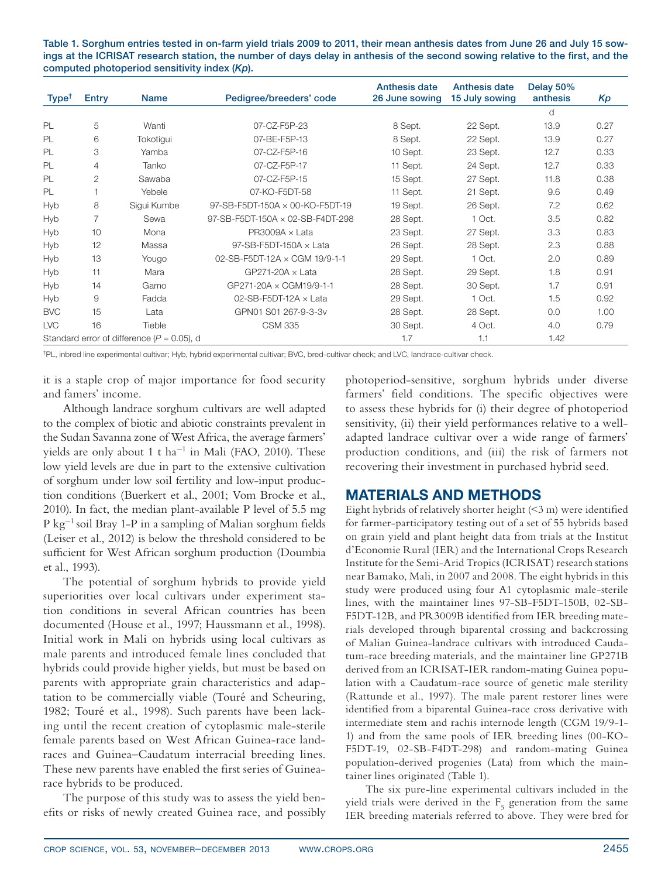**Table 1. Sorghum entries tested in on-farm yield trials 2009 to 2011, their mean anthesis dates from June 26 and July 15 sowings at the ICRISAT research station, the number of days delay in anthesis of the second sowing relative to the first, and the computed photoperiod sensitivity index (*Kp*).**

| Type[†] | Entry | Name | Pedigree/breeders' code | Anthesis date 26 June sowing | Anthesis date 15 July sowing | Delay 50% anthesis | *Kp* |
|---|---|---|---|---|---|---|---|
| | | | | | | d | |
| PL | 5 | Wanti | 07-CZ-F5P-23 | 8 Sept. | 22 Sept. | 13.9 | 0.27 |
| PL | 6 | Tokotigui | 07-BE-F5P-13 | 8 Sept. | 22 Sept. | 13.9 | 0.27 |
| PL | 3 | Yamba | 07-CZ-F5P-16 | 10 Sept. | 23 Sept. | 12.7 | 0.33 |
| PL | 4 | Tanko | 07-CZ-F5P-17 | 11 Sept. | 24 Sept. | 12.7 | 0.33 |
| PL | 2 | Sawaba | 07-CZ-F5P-15 | 15 Sept. | 27 Sept. | 11.8 | 0.38 |
| PL | 1 | Yebele | 07-KO-F5DT-58 | 11 Sept. | 21 Sept. | 9.6 | 0.49 |
| Hyb | 8 | Sigui Kumbe | 97-SB-F5DT-150A × 00-KO-F5DT-19 | 19 Sept. | 26 Sept. | 7.2 | 0.62 |
| Hyb | 7 | Sewa | 97-SB-F5DT-150A × 02-SB-F4DT-298 | 28 Sept. | 1 Oct. | 3.5 | 0.82 |
| Hyb | 10 | Mona | PR3009A × Lata | 23 Sept. | 27 Sept. | 3.3 | 0.83 |
| Hyb | 12 | Massa | 97-SB-F5DT-150A × Lata | 26 Sept. | 28 Sept. | 2.3 | 0.88 |
| Hyb | 13 | Yougo | 02-SB-F5DT-12A × CGM 19/9-1-1 | 29 Sept. | 1 Oct. | 2.0 | 0.89 |
| Hyb | 11 | Mara | GP271-20A × Lata | 28 Sept. | 29 Sept. | 1.8 | 0.91 |
| Hyb | 14 | Gamo | GP271-20A × CGM19/9-1-1 | 28 Sept. | 30 Sept. | 1.7 | 0.91 |
| Hyb | 9 | Fadda | 02-SB-F5DT-12A × Lata | 29 Sept. | 1 Oct. | 1.5 | 0.92 |
| BVC | 15 | Lata | GPN01 S01 267-9-3-3v | 28 Sept. | 28 Sept. | 0.0 | 1.00 |
| LVC | 16 | Tieble | CSM 335 | 30 Sept. | 4 Oct. | 4.0 | 0.79 |
| Standard error of difference ($P = 0.05$), d | | | | 1.7 | 1.1 | 1.42 | |

[†]PL, inbred line experimental cultivar; Hyb, hybrid experimental cultivar; BVC, bred-cultivar check; and LVC, landrace-cultivar check.

it is a staple crop of major importance for food security and famers' income.

Although landrace sorghum cultivars are well adapted to the complex of biotic and abiotic constraints prevalent in the Sudan Savanna zone of West Africa, the average farmers' yields are only about 1 t ha$^{-1}$ in Mali (FAO, 2010). These low yield levels are due in part to the extensive cultivation of sorghum under low soil fertility and low-input production conditions (Buerkert et al., 2001; Vom Brocke et al., 2010). In fact, the median plant-available P level of 5.5 mg P kg$^{-1}$ soil Bray 1-P in a sampling of Malian sorghum fields (Leiser et al., 2012) is below the threshold considered to be sufficient for West African sorghum production (Doumbia et al., 1993).

The potential of sorghum hybrids to provide yield superiorities over local cultivars under experiment station conditions in several African countries has been documented (House et al., 1997; Haussmann et al., 1998). Initial work in Mali on hybrids using local cultivars as male parents and introduced female lines concluded that hybrids could provide higher yields, but must be based on parents with appropriate grain characteristics and adaptation to be commercially viable (Touré and Scheuring, 1982; Touré et al., 1998). Such parents have been lacking until the recent creation of cytoplasmic male-sterile female parents based on West African Guinea-race landraces and Guinea–Caudatum interracial breeding lines. These new parents have enabled the first series of Guinea-race hybrids to be produced.

The purpose of this study was to assess the yield benefits or risks of newly created Guinea race, and possibly photoperiod-sensitive, sorghum hybrids under diverse farmers' field conditions. The specific objectives were to assess these hybrids for (i) their degree of photoperiod sensitivity, (ii) their yield performances relative to a well-adapted landrace cultivar over a wide range of farmers' production conditions, and (iii) the risk of farmers not recovering their investment in purchased hybrid seed.

## MATERIALS AND METHODS

Eight hybrids of relatively shorter height (<3 m) were identified for farmer-participatory testing out of a set of 55 hybrids based on grain yield and plant height data from trials at the Institut d'Economie Rural (IER) and the International Crops Research Institute for the Semi-Arid Tropics (ICRISAT) research stations near Bamako, Mali, in 2007 and 2008. The eight hybrids in this study were produced using four A1 cytoplasmic male-sterile lines, with the maintainer lines 97-SB-F5DT-150B, 02-SB-F5DT-12B, and PR3009B identified from IER breeding materials developed through biparental crossing and backcrossing of Malian Guinea-landrace cultivars with introduced Caudatum-race breeding materials, and the maintainer line GP271B derived from an ICRISAT-IER random-mating Guinea population with a Caudatum-race source of genetic male sterility (Rattunde et al., 1997). The male parent restorer lines were identified from a biparental Guinea-race cross derivative with intermediate stem and rachis internode length (CGM 19/9-1-1) and from the same pools of IER breeding lines (00-KO-F5DT-19, 02-SB-F4DT-298) and random-mating Guinea population-derived progenies (Lata) from which the maintainer lines originated (Table 1).

The six pure-line experimental cultivars included in the yield trials were derived in the $F_5$ generation from the same IER breeding materials referred to above. They were bred for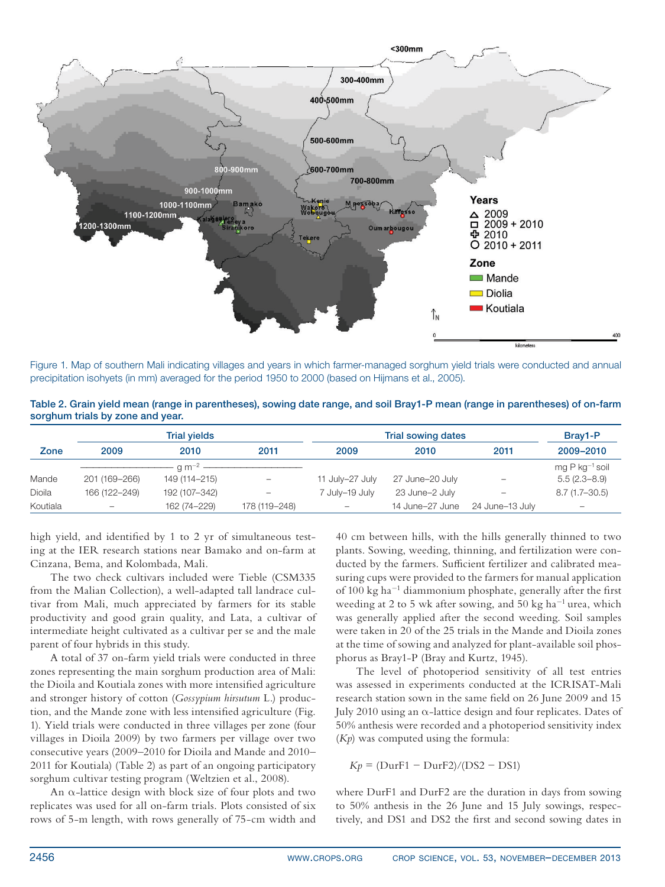Figure 1. Map of southern Mali indicating villages and years in which farmer-managed sorghum yield trials were conducted and annual precipitation isohyets (in mm) averaged for the period 1950 to 2000 (based on Hijmans et al., 2005).

Table 2. Grain yield mean (range in parentheses), sowing date range, and soil Bray1-P mean (range in parentheses) of on-farm sorghum trials by zone and year.

| Zone | Trial yields | | | Trial sowing dates | | | Bray1-P |
|---|---|---|---|---|---|---|---|
| | 2009 | 2010 | 2011 | 2009 | 2010 | 2011 | 2009–2010 |
| | g m$^{-2}$ | | | | | | mg P kg$^{-1}$ soil |
| Mande | 201 (169–266) | 149 (114–215) | – | 11 July–27 July | 27 June–20 July | – | 5.5 (2.3–8.9) |
| Dioila | 166 (122–249) | 192 (107–342) | – | 7 July–19 July | 23 June–2 July | – | 8.7 (1.7–30.5) |
| Koutiala | – | 162 (74–229) | 178 (119–248) | – | 14 June–27 June | 24 June–13 July | – |

high yield, and identified by 1 to 2 yr of simultaneous testing at the IER research stations near Bamako and on-farm at Cinzana, Bema, and Kolombada, Mali.

The two check cultivars included were Tieble (CSM335 from the Malian Collection), a well-adapted tall landrace cultivar from Mali, much appreciated by farmers for its stable productivity and good grain quality, and Lata, a cultivar of intermediate height cultivated as a cultivar per se and the male parent of four hybrids in this study.

A total of 37 on-farm yield trials were conducted in three zones representing the main sorghum production area of Mali: the Dioila and Koutiala zones with more intensified agriculture and stronger history of cotton (*Gossypium hirsutum* L.) production, and the Mande zone with less intensified agriculture (Fig. 1). Yield trials were conducted in three villages per zone (four villages in Dioila 2009) by two farmers per village over two consecutive years (2009–2010 for Dioila and Mande and 2010–2011 for Koutiala) (Table 2) as part of an ongoing participatory sorghum cultivar testing program (Weltzien et al., 2008).

An α-lattice design with block size of four plots and two replicates was used for all on-farm trials. Plots consisted of six rows of 5-m length, with rows generally of 75-cm width and 40 cm between hills, with the hills generally thinned to two plants. Sowing, weeding, thinning, and fertilization were conducted by the farmers. Sufficient fertilizer and calibrated measuring cups were provided to the farmers for manual application of 100 kg ha$^{-1}$ diammonium phosphate, generally after the first weeding at 2 to 5 wk after sowing, and 50 kg ha$^{-1}$ urea, which was generally applied after the second weeding. Soil samples were taken in 20 of the 25 trials in the Mande and Dioila zones at the time of sowing and analyzed for plant-available soil phosphorus as Bray1-P (Bray and Kurtz, 1945).

The level of photoperiod sensitivity of all test entries was assessed in experiments conducted at the ICRISAT-Mali research station sown in the same field on 26 June 2009 and 15 July 2010 using an α-lattice design and four replicates. Dates of 50% anthesis were recorded and a photoperiod sensitivity index (*Kp*) was computed using the formula:

$$Kp = (\text{DurF1} - \text{DurF2})/(\text{DS2} - \text{DS1})$$

where DurF1 and DurF2 are the duration in days from sowing to 50% anthesis in the 26 June and 15 July sowings, respectively, and DS1 and DS2 the first and second sowing dates in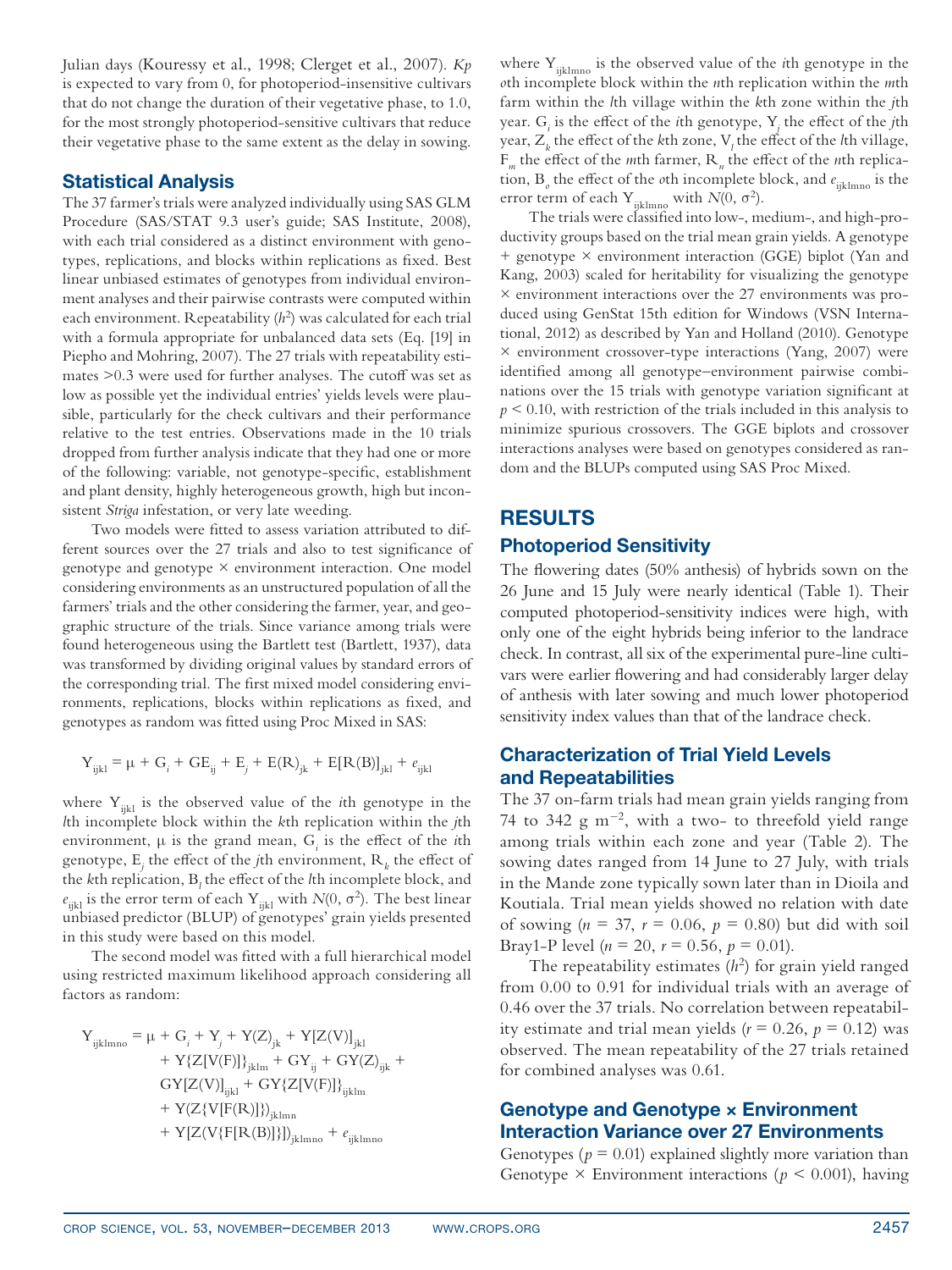Julian days (Kouressy et al., 1998; Clerget et al., 2007). *Kp* is expected to vary from 0, for photoperiod-insensitive cultivars that do not change the duration of their vegetative phase, to 1.0, for the most strongly photoperiod-sensitive cultivars that reduce their vegetative phase to the same extent as the delay in sowing.

## Statistical Analysis

The 37 farmer's trials were analyzed individually using SAS GLM Procedure (SAS/STAT 9.3 user's guide; SAS Institute, 2008), with each trial considered as a distinct environment with genotypes, replications, and blocks within replications as fixed. Best linear unbiased estimates of genotypes from individual environment analyses and their pairwise contrasts were computed within each environment. Repeatability ($h^2$) was calculated for each trial with a formula appropriate for unbalanced data sets (Eq. [19] in Piepho and Mohring, 2007). The 27 trials with repeatability estimates >0.3 were used for further analyses. The cutoff was set as low as possible yet the individual entries' yields levels were plausible, particularly for the check cultivars and their performance relative to the test entries. Observations made in the 10 trials dropped from further analysis indicate that they had one or more of the following: variable, not genotype-specific, establishment and plant density, highly heterogeneous growth, high but inconsistent *Striga* infestation, or very late weeding.

Two models were fitted to assess variation attributed to different sources over the 27 trials and also to test significance of genotype and genotype × environment interaction. One model considering environments as an unstructured population of all the farmers' trials and the other considering the farmer, year, and geographic structure of the trials. Since variance among trials were found heterogeneous using the Bartlett test (Bartlett, 1937), data was transformed by dividing original values by standard errors of the corresponding trial. The first mixed model considering environments, replications, blocks within replications as fixed, and genotypes as random was fitted using Proc Mixed in SAS:

$$Y_{ijkl} = \mu + G_i + GE_{ij} + E_j + E(R)_{jk} + E[R(B)]_{jkl} + e_{ijkl}$$

where $Y_{ijkl}$ is the observed value of the $i$th genotype in the $l$th incomplete block within the $k$th replication within the $j$th environment, $\mu$ is the grand mean, $G_i$ is the effect of the $i$th genotype, $E_j$ the effect of the $j$th environment, $R_k$ the effect of the $k$th replication, $B_l$ the effect of the $l$th incomplete block, and $e_{ijkl}$ is the error term of each $Y_{ijkl}$ with $N(0, \sigma^2)$. The best linear unbiased predictor (BLUP) of genotypes' grain yields presented in this study were based on this model.

The second model was fitted with a full hierarchical model using restricted maximum likelihood approach considering all factors as random:

$$\begin{aligned} Y_{ijklmno} = \mu &+ G_i + Y_j + Y(Z)_{jk} + Y[Z(V)]_{jkl} \\ &+ Y\{Z[V(F)]\}_{jklm} + GY_{ij} + GY(Z)_{ijk} + \\ &GY[Z(V)]_{ijkl} + GY\{Z[V(F)]\}_{ijklm} \\ &+ Y(Z\{V[F(R)]\})_{jklmn} \\ &+ Y[Z(V\{F[R(B)]\})]_{jklmno} + e_{ijklmno} \end{aligned}$$

where $Y_{ijklmno}$ is the observed value of the $i$th genotype in the $o$th incomplete block within the $n$th replication within the $m$th farm within the $l$th village within the $k$th zone within the $j$th year. $G_i$ is the effect of the $i$th genotype, $Y_j$ the effect of the $j$th year, $Z_k$ the effect of the $k$th zone, $V_l$ the effect of the $l$th village, $F_m$ the effect of the $m$th farmer, $R_n$ the effect of the $n$th replication, $B_o$ the effect of the $o$th incomplete block, and $e_{ijklmno}$ is the error term of each $Y_{ijklmno}$ with $N(0, \sigma^2)$.

The trials were classified into low-, medium-, and high-productivity groups based on the trial mean grain yields. A genotype + genotype × environment interaction (GGE) biplot (Yan and Kang, 2003) scaled for heritability for visualizing the genotype × environment interactions over the 27 environments was produced using GenStat 15th edition for Windows (VSN International, 2012) as described by Yan and Holland (2010). Genotype × environment crossover-type interactions (Yang, 2007) were identified among all genotype–environment pairwise combinations over the 15 trials with genotype variation significant at $p < 0.10$, with restriction of the trials included in this analysis to minimize spurious crossovers. The GGE biplots and crossover interactions analyses were based on genotypes considered as random and the BLUPs computed using SAS Proc Mixed.

# RESULTS

## Photoperiod Sensitivity

The flowering dates (50% anthesis) of hybrids sown on the 26 June and 15 July were nearly identical (Table 1). Their computed photoperiod-sensitivity indices were high, with only one of the eight hybrids being inferior to the landrace check. In contrast, all six of the experimental pure-line cultivars were earlier flowering and had considerably larger delay of anthesis with later sowing and much lower photoperiod sensitivity index values than that of the landrace check.

## Characterization of Trial Yield Levels and Repeatabilities

The 37 on-farm trials had mean grain yields ranging from 74 to 342 g m$^{-2}$, with a two- to threefold yield range among trials within each zone and year (Table 2). The sowing dates ranged from 14 June to 27 July, with trials in the Mande zone typically sown later than in Dioila and Koutiala. Trial mean yields showed no relation with date of sowing ($n = 37$, $r = 0.06$, $p = 0.80$) but did with soil Bray1-P level ($n = 20$, $r = 0.56$, $p = 0.01$).

The repeatability estimates ($h^2$) for grain yield ranged from 0.00 to 0.91 for individual trials with an average of 0.46 over the 37 trials. No correlation between repeatability estimate and trial mean yields ($r = 0.26$, $p = 0.12$) was observed. The mean repeatability of the 27 trials retained for combined analyses was 0.61.

## Genotype and Genotype × Environment Interaction Variance over 27 Environments

Genotypes ($p = 0.01$) explained slightly more variation than Genotype × Environment interactions ($p < 0.001$), having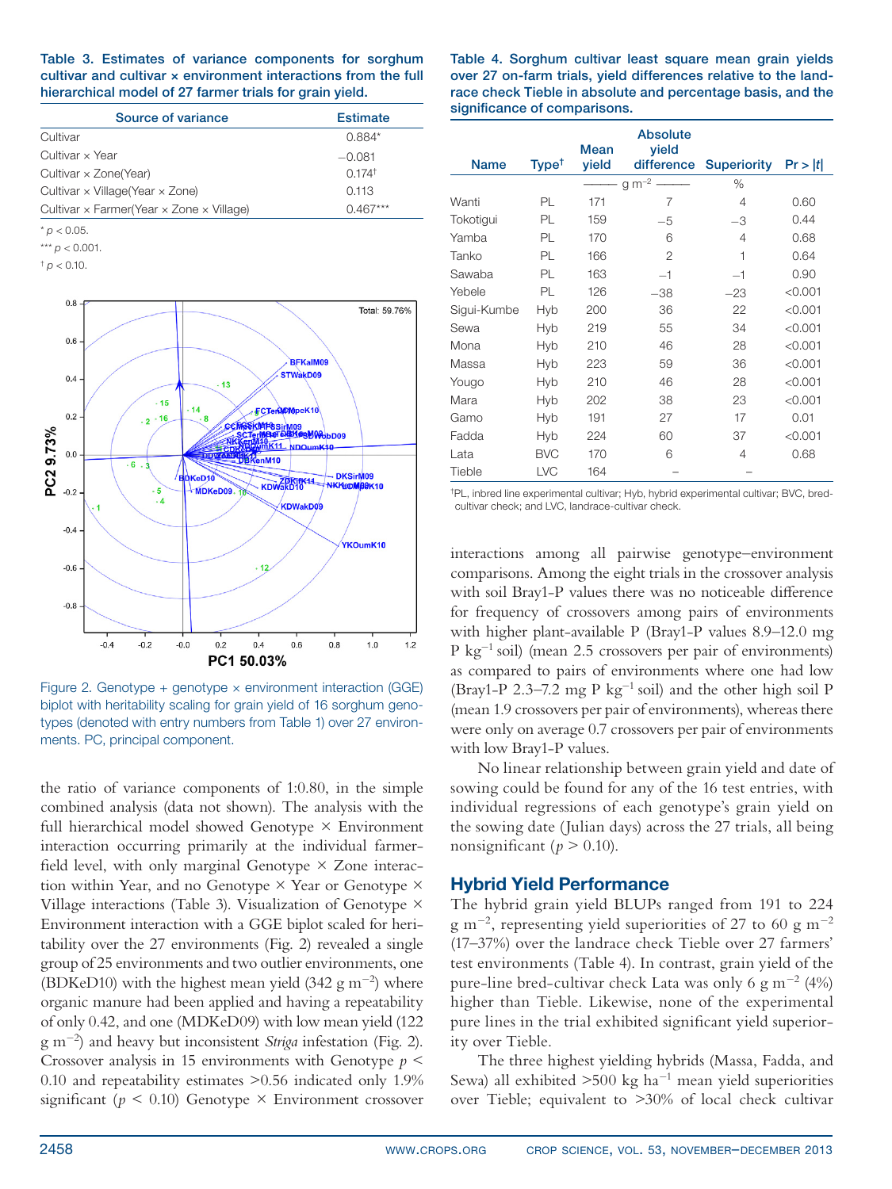**Table 3. Estimates of variance components for sorghum cultivar and cultivar × environment interactions from the full hierarchical model of 27 farmer trials for grain yield.**

| Source of variance | Estimate |
|---|---|
| Cultivar | 0.884* |
| Cultivar × Year | −0.081 |
| Cultivar × Zone(Year) | 0.174† |
| Cultivar × Village(Year × Zone) | 0.113 |
| Cultivar × Farmer(Year × Zone × Village) | 0.467*** |

\* $p < 0.05$.

\*\*\* $p < 0.001$.

† $p < 0.10$.

Figure 2. Genotype + genotype × environment interaction (GGE) biplot with heritability scaling for grain yield of 16 sorghum genotypes (denoted with entry numbers from Table 1) over 27 environments. PC, principal component.

the ratio of variance components of 1:0.80, in the simple combined analysis (data not shown). The analysis with the full hierarchical model showed Genotype × Environment interaction occurring primarily at the individual farmer-field level, with only marginal Genotype × Zone interaction within Year, and no Genotype × Year or Genotype × Village interactions (Table 3). Visualization of Genotype × Environment interaction with a GGE biplot scaled for heritability over the 27 environments (Fig. 2) revealed a single group of 25 environments and two outlier environments, one (BDKeD10) with the highest mean yield (342 g m$^{-2}$) where organic manure had been applied and having a repeatability of only 0.42, and one (MDKeD09) with low mean yield (122 g m$^{-2}$) and heavy but inconsistent *Striga* infestation (Fig. 2). Crossover analysis in 15 environments with Genotype $p < 0.10$ and repeatability estimates >0.56 indicated only 1.9% significant ($p < 0.10$) Genotype × Environment crossover interactions among all pairwise genotype–environment comparisons. Among the eight trials in the crossover analysis with soil Bray1-P values there was no noticeable difference for frequency of crossovers among pairs of environments with higher plant-available P (Bray1-P values 8.9–12.0 mg P kg$^{-1}$ soil) (mean 2.5 crossovers per pair of environments) as compared to pairs of environments where one had low (Bray1-P 2.3–7.2 mg P kg$^{-1}$ soil) and the other high soil P (mean 1.9 crossovers per pair of environments), whereas there were only on average 0.7 crossovers per pair of environments with low Bray1-P values.

No linear relationship between grain yield and date of sowing could be found for any of the 16 test entries, with individual regressions of each genotype's grain yield on the sowing date (Julian days) across the 27 trials, all being nonsignificant ($p > 0.10$).

**Table 4. Sorghum cultivar least square mean grain yields over 27 on-farm trials, yield differences relative to the landrace check Tieble in absolute and percentage basis, and the significance of comparisons.**

| Name | Type† | Mean yield | Absolute yield difference | Superiority | Pr > \|t\| |
|---|---|---|---|---|---|
| | | g m$^{-2}$ | g m$^{-2}$ | % | |
| Wanti | PL | 171 | 7 | 4 | 0.60 |
| Tokotigui | PL | 159 | −5 | −3 | 0.44 |
| Yamba | PL | 170 | 6 | 4 | 0.68 |
| Tanko | PL | 166 | 2 | 1 | 0.64 |
| Sawaba | PL | 163 | −1 | −1 | 0.90 |
| Yebele | PL | 126 | −38 | −23 | <0.001 |
| Sigui-Kumbe | Hyb | 200 | 36 | 22 | <0.001 |
| Sewa | Hyb | 219 | 55 | 34 | <0.001 |
| Mona | Hyb | 210 | 46 | 28 | <0.001 |
| Massa | Hyb | 223 | 59 | 36 | <0.001 |
| Yougo | Hyb | 210 | 46 | 28 | <0.001 |
| Mara | Hyb | 202 | 38 | 23 | <0.001 |
| Gamo | Hyb | 191 | 27 | 17 | 0.01 |
| Fadda | Hyb | 224 | 60 | 37 | <0.001 |
| Lata | BVC | 170 | 6 | 4 | 0.68 |
| Tieble | LVC | 164 | – | – | |

†PL, inbred line experimental cultivar; Hyb, hybrid experimental cultivar; BVC, bred-cultivar check; and LVC, landrace-cultivar check.

## Hybrid Yield Performance

The hybrid grain yield BLUPs ranged from 191 to 224 g m$^{-2}$, representing yield superiorities of 27 to 60 g m$^{-2}$ (17–37%) over the landrace check Tieble over 27 farmers' test environments (Table 4). In contrast, grain yield of the pure-line bred-cultivar check Lata was only 6 g m$^{-2}$ (4%) higher than Tieble. Likewise, none of the experimental pure lines in the trial exhibited significant yield superiority over Tieble.

The three highest yielding hybrids (Massa, Fadda, and Sewa) all exhibited >500 kg ha$^{-1}$ mean yield superiorities over Tieble; equivalent to >30% of local check cultivar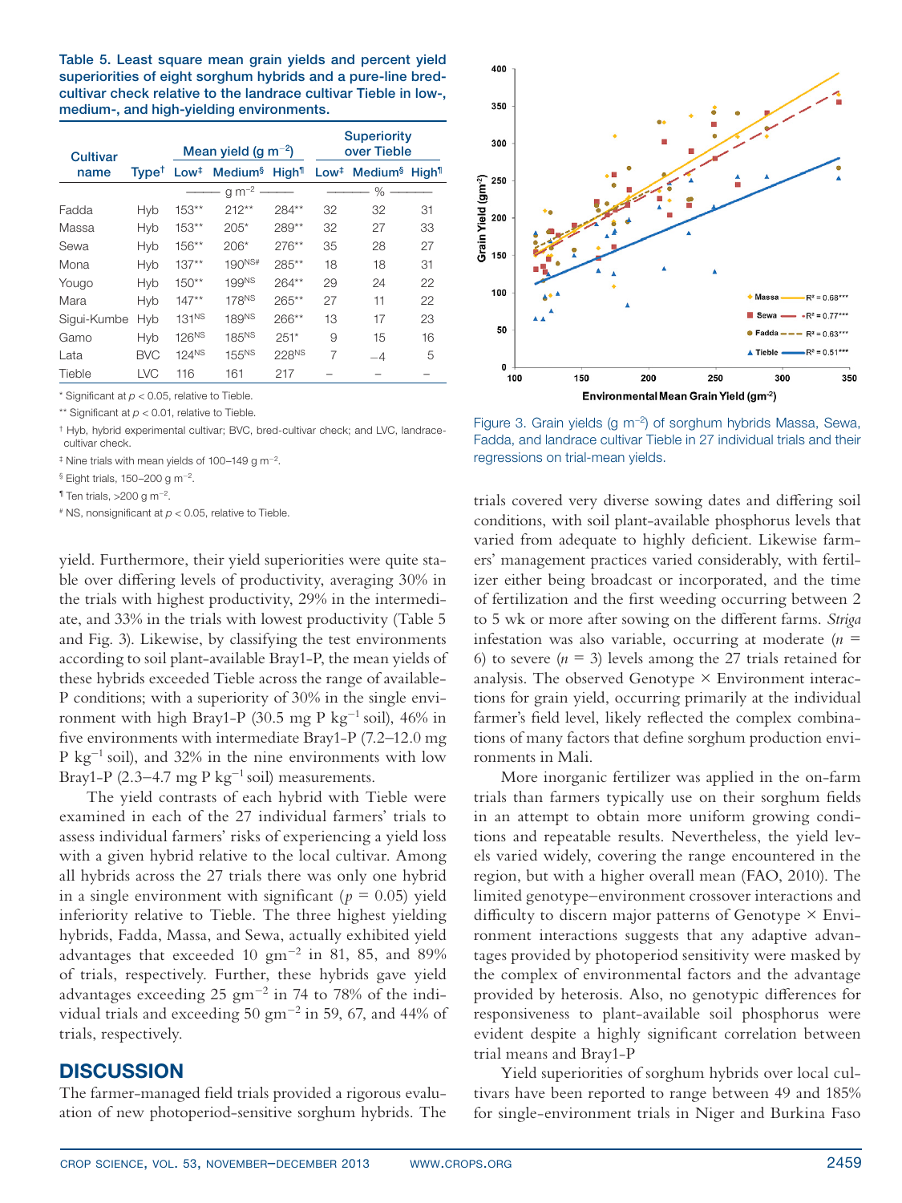**Table 5. Least square mean grain yields and percent yield superiorities of eight sorghum hybrids and a pure-line bred-cultivar check relative to the landrace cultivar Tieble in low-, medium-, and high-yielding environments.**

| Cultivar name | Type† | Mean yield (g m$^{-2}$) | | | Superiority over Tieble | | |
|---|---|---|---|---|---|---|---|
| | | Low‡ | Medium§ | High¶ | Low‡ | Medium§ | High¶ |
| | | ——— g m$^{-2}$ ——— | | | ——— % ——— | | |
| Fadda | Hyb | 153** | 212** | 284** | 32 | 32 | 31 |
| Massa | Hyb | 153** | 205* | 289** | 32 | 27 | 33 |
| Sewa | Hyb | 156** | 206* | 276** | 35 | 28 | 27 |
| Mona | Hyb | 137** | 190NS# | 285** | 18 | 18 | 31 |
| Yougo | Hyb | 150** | 199NS | 264** | 29 | 24 | 22 |
| Mara | Hyb | 147** | 178NS | 265** | 27 | 11 | 22 |
| Sigui-Kumbe | Hyb | 131NS | 189NS | 266** | 13 | 17 | 23 |
| Gamo | Hyb | 126NS | 185NS | 251* | 9 | 15 | 16 |
| Lata | BVC | 124NS | 155NS | 228NS | 7 | −4 | 5 |
| Tieble | LVC | 116 | 161 | 217 | – | – | – |

\* Significant at $p < 0.05$, relative to Tieble.

\*\* Significant at $p < 0.01$, relative to Tieble.

† Hyb, hybrid experimental cultivar; BVC, bred-cultivar check; and LVC, landrace-cultivar check.

‡ Nine trials with mean yields of 100–149 g m$^{-2}$.

§ Eight trials, 150–200 g m$^{-2}$.

¶ Ten trials, >200 g m$^{-2}$.

\# NS, nonsignificant at $p < 0.05$, relative to Tieble.

yield. Furthermore, their yield superiorities were quite stable over differing levels of productivity, averaging 30% in the trials with highest productivity, 29% in the intermediate, and 33% in the trials with lowest productivity (Table 5 and Fig. 3). Likewise, by classifying the test environments according to soil plant-available Bray1-P, the mean yields of these hybrids exceeded Tieble across the range of available-P conditions; with a superiority of 30% in the single environment with high Bray1-P (30.5 mg P kg$^{-1}$ soil), 46% in five environments with intermediate Bray1-P (7.2–12.0 mg P kg$^{-1}$ soil), and 32% in the nine environments with low Bray1-P (2.3–4.7 mg P kg$^{-1}$ soil) measurements.

The yield contrasts of each hybrid with Tieble were examined in each of the 27 individual farmers' trials to assess individual farmers' risks of experiencing a yield loss with a given hybrid relative to the local cultivar. Among all hybrids across the 27 trials there was only one hybrid in a single environment with significant ($p = 0.05$) yield inferiority relative to Tieble. The three highest yielding hybrids, Fadda, Massa, and Sewa, actually exhibited yield advantages that exceeded 10 gm$^{-2}$ in 81, 85, and 89% of trials, respectively. Further, these hybrids gave yield advantages exceeding 25 gm$^{-2}$ in 74 to 78% of the individual trials and exceeding 50 gm$^{-2}$ in 59, 67, and 44% of trials, respectively.

Figure 3. Grain yields (g m$^{-2}$) of sorghum hybrids Massa, Sewa, Fadda, and landrace cultivar Tieble in 27 individual trials and their regressions on trial-mean yields.

## DISCUSSION

The farmer-managed field trials provided a rigorous evaluation of new photoperiod-sensitive sorghum hybrids. The trials covered very diverse sowing dates and differing soil conditions, with soil plant-available phosphorus levels that varied from adequate to highly deficient. Likewise farmers' management practices varied considerably, with fertilizer either being broadcast or incorporated, and the time of fertilization and the first weeding occurring between 2 to 5 wk or more after sowing on the different farms. *Striga* infestation was also variable, occurring at moderate ($n$ = 6) to severe ($n$ = 3) levels among the 27 trials retained for analysis. The observed Genotype × Environment interactions for grain yield, occurring primarily at the individual farmer's field level, likely reflected the complex combinations of many factors that define sorghum production environments in Mali.

More inorganic fertilizer was applied in the on-farm trials than farmers typically use on their sorghum fields in an attempt to obtain more uniform growing conditions and repeatable results. Nevertheless, the yield levels varied widely, covering the range encountered in the region, but with a higher overall mean (FAO, 2010). The limited genotype–environment crossover interactions and difficulty to discern major patterns of Genotype × Environment interactions suggests that any adaptive advantages provided by photoperiod sensitivity were masked by the complex of environmental factors and the advantage provided by heterosis. Also, no genotypic differences for responsiveness to plant-available soil phosphorus were evident despite a highly significant correlation between trial means and Bray1-P

Yield superiorities of sorghum hybrids over local cultivars have been reported to range between 49 and 185% for single-environment trials in Niger and Burkina Faso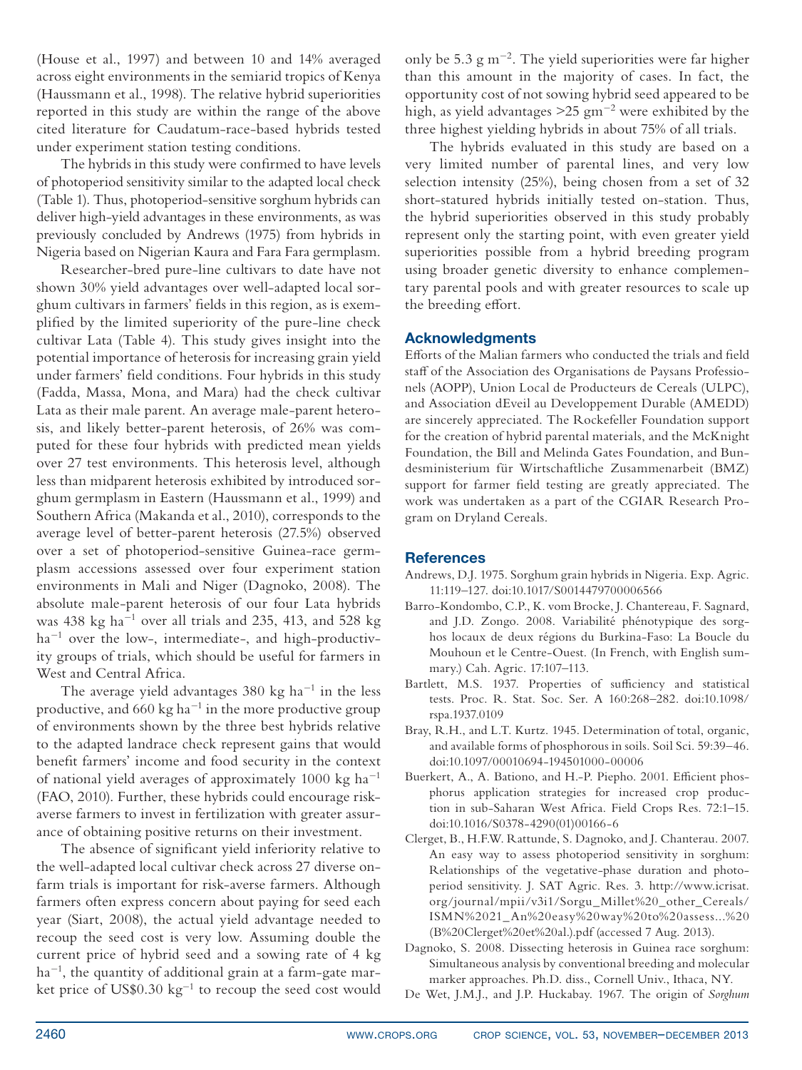(House et al., 1997) and between 10 and 14% averaged across eight environments in the semiarid tropics of Kenya (Haussmann et al., 1998). The relative hybrid superiorities reported in this study are within the range of the above cited literature for Caudatum-race-based hybrids tested under experiment station testing conditions.

The hybrids in this study were confirmed to have levels of photoperiod sensitivity similar to the adapted local check (Table 1). Thus, photoperiod-sensitive sorghum hybrids can deliver high-yield advantages in these environments, as was previously concluded by Andrews (1975) from hybrids in Nigeria based on Nigerian Kaura and Fara Fara germplasm.

Researcher-bred pure-line cultivars to date have not shown 30% yield advantages over well-adapted local sorghum cultivars in farmers' fields in this region, as is exemplified by the limited superiority of the pure-line check cultivar Lata (Table 4). This study gives insight into the potential importance of heterosis for increasing grain yield under farmers' field conditions. Four hybrids in this study (Fadda, Massa, Mona, and Mara) had the check cultivar Lata as their male parent. An average male-parent heterosis, and likely better-parent heterosis, of 26% was computed for these four hybrids with predicted mean yields over 27 test environments. This heterosis level, although less than midparent heterosis exhibited by introduced sorghum germplasm in Eastern (Haussmann et al., 1999) and Southern Africa (Makanda et al., 2010), corresponds to the average level of better-parent heterosis (27.5%) observed over a set of photoperiod-sensitive Guinea-race germplasm accessions assessed over four experiment station environments in Mali and Niger (Dagnoko, 2008). The absolute male-parent heterosis of our four Lata hybrids was 438 kg $ha^{-1}$ over all trials and 235, 413, and 528 kg $ha^{-1}$ over the low-, intermediate-, and high-productivity groups of trials, which should be useful for farmers in West and Central Africa.

The average yield advantages 380 kg $ha^{-1}$ in the less productive, and 660 kg $ha^{-1}$ in the more productive group of environments shown by the three best hybrids relative to the adapted landrace check represent gains that would benefit farmers' income and food security in the context of national yield averages of approximately 1000 kg $ha^{-1}$ (FAO, 2010). Further, these hybrids could encourage risk-averse farmers to invest in fertilization with greater assurance of obtaining positive returns on their investment.

The absence of significant yield inferiority relative to the well-adapted local cultivar check across 27 diverse on-farm trials is important for risk-averse farmers. Although farmers often express concern about paying for seed each year (Siart, 2008), the actual yield advantage needed to recoup the seed cost is very low. Assuming double the current price of hybrid seed and a sowing rate of 4 kg $ha^{-1}$, the quantity of additional grain at a farm-gate market price of US\$0.30 $kg^{-1}$ to recoup the seed cost would only be 5.3 g $m^{-2}$. The yield superiorities were far higher than this amount in the majority of cases. In fact, the opportunity cost of not sowing hybrid seed appeared to be high, as yield advantages >25 $gm^{-2}$ were exhibited by the three highest yielding hybrids in about 75% of all trials.

The hybrids evaluated in this study are based on a very limited number of parental lines, and very low selection intensity (25%), being chosen from a set of 32 short-statured hybrids initially tested on-station. Thus, the hybrid superiorities observed in this study probably represent only the starting point, with even greater yield superiorities possible from a hybrid breeding program using broader genetic diversity to enhance complementary parental pools and with greater resources to scale up the breeding effort.

## Acknowledgments

Efforts of the Malian farmers who conducted the trials and field staff of the Association des Organisations de Paysans Professionels (AOPP), Union Local de Producteurs de Cereals (ULPC), and Association dEveil au Developpement Durable (AMEDD) are sincerely appreciated. The Rockefeller Foundation support for the creation of hybrid parental materials, and the McKnight Foundation, the Bill and Melinda Gates Foundation, and Bundesministerium für Wirtschaftliche Zusammenarbeit (BMZ) support for farmer field testing are greatly appreciated. The work was undertaken as a part of the CGIAR Research Program on Dryland Cereals.

## References

Andrews, D.J. 1975. Sorghum grain hybrids in Nigeria. Exp. Agric. 11:119–127. doi:10.1017/S0014479700006566

Barro-Kondombo, C.P., K. vom Brocke, J. Chantereau, F. Sagnard, and J.D. Zongo. 2008. Variabilité phénotypique des sorghos locaux de deux régions du Burkina-Faso: La Boucle du Mouhoun et le Centre-Ouest. (In French, with English summary.) Cah. Agric. 17:107–113.

Bartlett, M.S. 1937. Properties of sufficiency and statistical tests. Proc. R. Stat. Soc. Ser. A 160:268–282. doi:10.1098/rspa.1937.0109

Bray, R.H., and L.T. Kurtz. 1945. Determination of total, organic, and available forms of phosphorous in soils. Soil Sci. 59:39–46. doi:10.1097/00010694-194501000-00006

Buerkert, A., A. Bationo, and H.-P. Piepho. 2001. Efficient phosphorus application strategies for increased crop production in sub-Saharan West Africa. Field Crops Res. 72:1–15. doi:10.1016/S0378-4290(01)00166-6

Clerget, B., H.F.W. Rattunde, S. Dagnoko, and J. Chanterau. 2007. An easy way to assess photoperiod sensitivity in sorghum: Relationships of the vegetative-phase duration and photoperiod sensitivity. J. SAT Agric. Res. 3. http://www.icrisat.org/journal/mpii/v3i1/Sorgu_Millet%20_other_Cereals/ISMN%2021_An%20easy%20way%20to%20assess...%20(B%20Clerget%20et%20al.).pdf (accessed 7 Aug. 2013).

Dagnoko, S. 2008. Dissecting heterosis in Guinea race sorghum: Simultaneous analysis by conventional breeding and molecular marker approaches. Ph.D. diss., Cornell Univ., Ithaca, NY.

De Wet, J.M.J., and J.P. Huckabay. 1967. The origin of *Sorghum*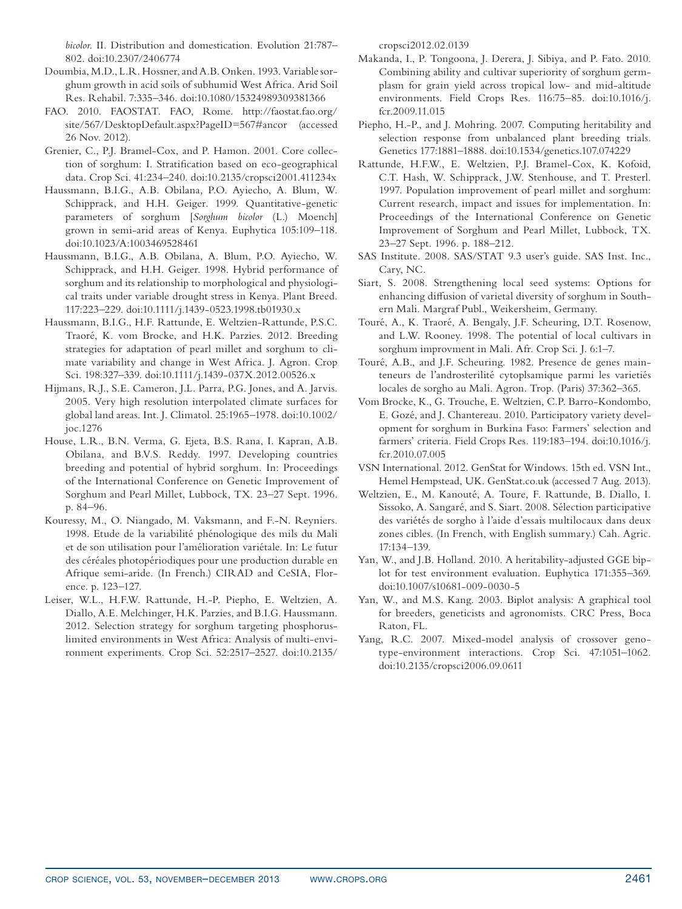*bicolor*. II. Distribution and domestication. Evolution 21:787–802. doi:10.2307/2406774

Doumbia, M.D., L.R. Hossner, and A.B. Onken. 1993. Variable sorghum growth in acid soils of subhumid West Africa. Arid Soil Res. Rehabil. 7:335–346. doi:10.1080/15324989309381366

FAO. 2010. FAOSTAT. FAO, Rome. http://faostat.fao.org/site/567/DesktopDefault.aspx?PageID=567#ancor (accessed 26 Nov. 2012).

Grenier, C., P.J. Bramel-Cox, and P. Hamon. 2001. Core collection of sorghum: I. Stratification based on eco-geographical data. Crop Sci. 41:234–240. doi:10.2135/cropsci2001.411234x

Haussmann, B.I.G., A.B. Obilana, P.O. Ayiecho, A. Blum, W. Schipprack, and H.H. Geiger. 1999. Quantitative-genetic parameters of sorghum [*Sorghum bicolor* (L.) Moench] grown in semi-arid areas of Kenya. Euphytica 105:109–118. doi:10.1023/A:1003469528461

Haussmann, B.I.G., A.B. Obilana, A. Blum, P.O. Ayiecho, W. Schipprack, and H.H. Geiger. 1998. Hybrid performance of sorghum and its relationship to morphological and physiological traits under variable drought stress in Kenya. Plant Breed. 117:223–229. doi:10.1111/j.1439-0523.1998.tb01930.x

Haussmann, B.I.G., H.F. Rattunde, E. Weltzien-Rattunde, P.S.C. Traoré, K. vom Brocke, and H.K. Parzies. 2012. Breeding strategies for adaptation of pearl millet and sorghum to climate variability and change in West Africa. J. Agron. Crop Sci. 198:327–339. doi:10.1111/j.1439-037X.2012.00526.x

Hijmans, R.J., S.E. Cameron, J.L. Parra, P.G. Jones, and A. Jarvis. 2005. Very high resolution interpolated climate surfaces for global land areas. Int. J. Climatol. 25:1965–1978. doi:10.1002/joc.1276

House, L.R., B.N. Verma, G. Ejeta, B.S. Rana, I. Kapran, A.B. Obilana, and B.V.S. Reddy. 1997. Developing countries breeding and potential of hybrid sorghum. In: Proceedings of the International Conference on Genetic Improvement of Sorghum and Pearl Millet, Lubbock, TX. 23–27 Sept. 1996. p. 84–96.

Kouressy, M., O. Niangado, M. Vaksmann, and F.-N. Reyniers. 1998. Etude de la variabilité phénologique des mils du Mali et de son utilisation pour l'amélioration variétale. In: Le futur des céréales photopériodiques pour une production durable en Afrique semi-aride. (In French.) CIRAD and CeSIA, Florence. p. 123–127.

Leiser, W.L., H.F.W. Rattunde, H.-P. Piepho, E. Weltzien, A. Diallo, A.E. Melchinger, H.K. Parzies, and B.I.G. Haussmann. 2012. Selection strategy for sorghum targeting phosphorus-limited environments in West Africa: Analysis of multi-environment experiments. Crop Sci. 52:2517–2527. doi:10.2135/cropsci2012.02.0139

Makanda, I., P. Tongoona, J. Derera, J. Sibiya, and P. Fato. 2010. Combining ability and cultivar superiority of sorghum germplasm for grain yield across tropical low- and mid-altitude environments. Field Crops Res. 116:75–85. doi:10.1016/j.fcr.2009.11.015

Piepho, H.-P., and J. Mohring. 2007. Computing heritability and selection response from unbalanced plant breeding trials. Genetics 177:1881–1888. doi:10.1534/genetics.107.074229

Rattunde, H.F.W., E. Weltzien, P.J. Bramel-Cox, K. Kofoid, C.T. Hash, W. Schipprack, J.W. Stenhouse, and T. Presterl. 1997. Population improvement of pearl millet and sorghum: Current research, impact and issues for implementation. In: Proceedings of the International Conference on Genetic Improvement of Sorghum and Pearl Millet, Lubbock, TX. 23–27 Sept. 1996. p. 188–212.

SAS Institute. 2008. SAS/STAT 9.3 user's guide. SAS Inst. Inc., Cary, NC.

Siart, S. 2008. Strengthening local seed systems: Options for enhancing diffusion of varietal diversity of sorghum in Southern Mali. Margraf Publ., Weikersheim, Germany.

Touré, A., K. Traoré, A. Bengaly, J.F. Scheuring, D.T. Rosenow, and L.W. Rooney. 1998. The potential of local cultivars in sorghum improvment in Mali. Afr. Crop Sci. J. 6:1–7.

Touré, A.B., and J.F. Scheuring. 1982. Presence de genes mainteneurs de l'androsterilité cytoplsamique parmi les varietiés locales de sorgho au Mali. Agron. Trop. (Paris) 37:362–365.

Vom Brocke, K., G. Trouche, E. Weltzien, C.P. Barro-Kondombo, E. Gozé, and J. Chantereau. 2010. Participatory variety development for sorghum in Burkina Faso: Farmers' selection and farmers' criteria. Field Crops Res. 119:183–194. doi:10.1016/j.fcr.2010.07.005

VSN International. 2012. GenStat for Windows. 15th ed. VSN Int., Hemel Hempstead, UK. GenStat.co.uk (accessed 7 Aug. 2013).

Weltzien, E., M. Kanouté, A. Toure, F. Rattunde, B. Diallo, I. Sissoko, A. Sangaré, and S. Siart. 2008. Sélection participative des variétés de sorgho à l'aide d'essais multilocaux dans deux zones cibles. (In French, with English summary.) Cah. Agric. 17:134–139.

Yan, W., and J.B. Holland. 2010. A heritability-adjusted GGE biplot for test environment evaluation. Euphytica 171:355–369. doi:10.1007/s10681-009-0030-5

Yan, W., and M.S. Kang. 2003. Biplot analysis: A graphical tool for breeders, geneticists and agronomists. CRC Press, Boca Raton, FL.

Yang, R.C. 2007. Mixed-model analysis of crossover genotype-environment interactions. Crop Sci. 47:1051–1062. doi:10.2135/cropsci2006.09.0611